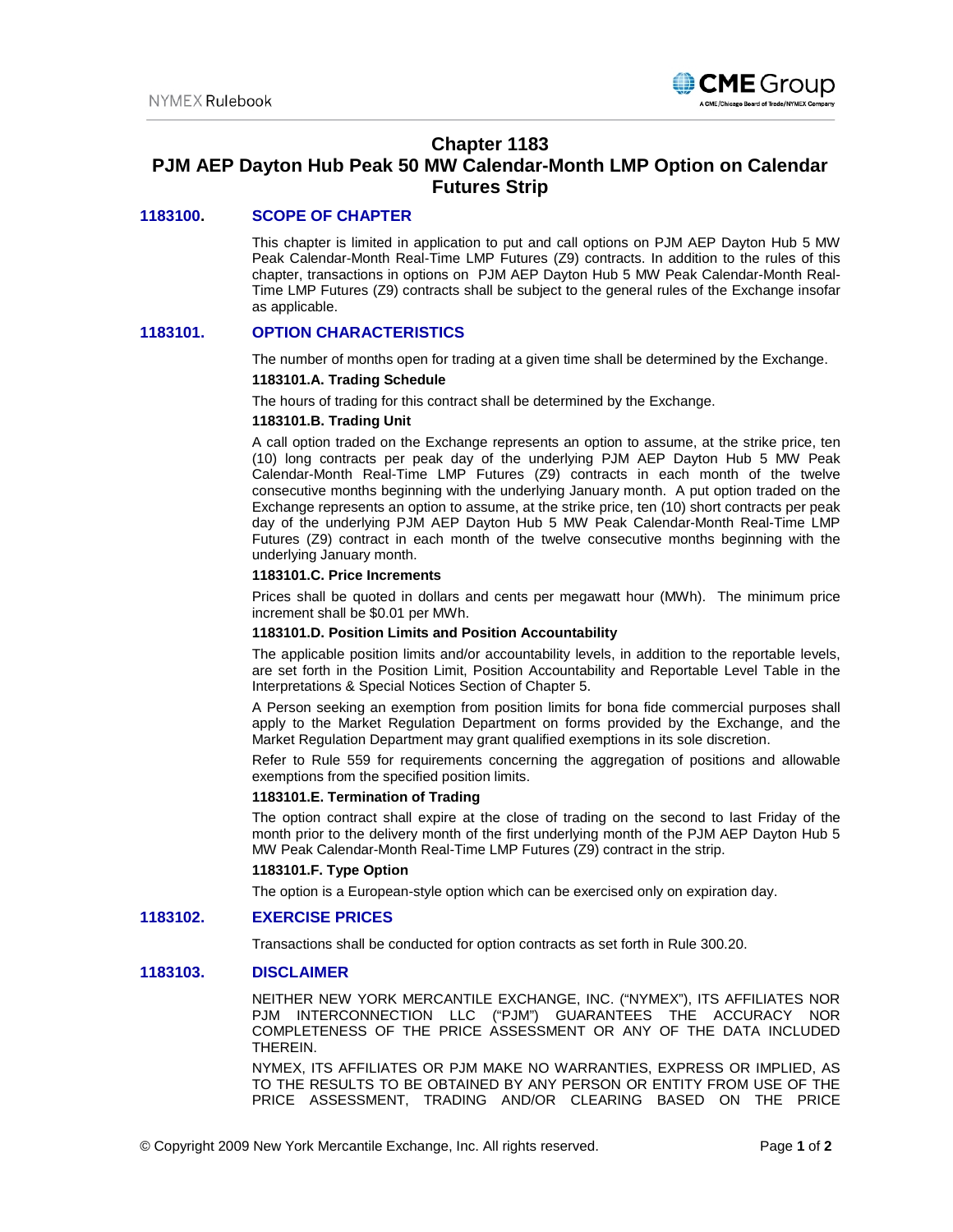# Chapter 1183
# PJM AEP Dayton Hub Peak 50 MW Calendar-Month LMP Option on Calendar Futures Strip

## 1183100. SCOPE OF CHAPTER

This chapter is limited in application to put and call options on PJM AEP Dayton Hub 5 MW Peak Calendar-Month Real-Time LMP Futures (Z9) contracts. In addition to the rules of this chapter, transactions in options on PJM AEP Dayton Hub 5 MW Peak Calendar-Month Real-Time LMP Futures (Z9) contracts shall be subject to the general rules of the Exchange insofar as applicable.

## 1183101. OPTION CHARACTERISTICS

The number of months open for trading at a given time shall be determined by the Exchange.

**1183101.A. Trading Schedule**

The hours of trading for this contract shall be determined by the Exchange.

**1183101.B. Trading Unit**

A call option traded on the Exchange represents an option to assume, at the strike price, ten (10) long contracts per peak day of the underlying PJM AEP Dayton Hub 5 MW Peak Calendar-Month Real-Time LMP Futures (Z9) contracts in each month of the twelve consecutive months beginning with the underlying January month. A put option traded on the Exchange represents an option to assume, at the strike price, ten (10) short contracts per peak day of the underlying PJM AEP Dayton Hub 5 MW Peak Calendar-Month Real-Time LMP Futures (Z9) contract in each month of the twelve consecutive months beginning with the underlying January month.

**1183101.C. Price Increments**

Prices shall be quoted in dollars and cents per megawatt hour (MWh). The minimum price increment shall be $0.01 per MWh.

**1183101.D. Position Limits and Position Accountability**

The applicable position limits and/or accountability levels, in addition to the reportable levels, are set forth in the Position Limit, Position Accountability and Reportable Level Table in the Interpretations & Special Notices Section of Chapter 5.

A Person seeking an exemption from position limits for bona fide commercial purposes shall apply to the Market Regulation Department on forms provided by the Exchange, and the Market Regulation Department may grant qualified exemptions in its sole discretion.

Refer to Rule 559 for requirements concerning the aggregation of positions and allowable exemptions from the specified position limits.

**1183101.E. Termination of Trading**

The option contract shall expire at the close of trading on the second to last Friday of the month prior to the delivery month of the first underlying month of the PJM AEP Dayton Hub 5 MW Peak Calendar-Month Real-Time LMP Futures (Z9) contract in the strip.

**1183101.F. Type Option**

The option is a European-style option which can be exercised only on expiration day.

## 1183102. EXERCISE PRICES

Transactions shall be conducted for option contracts as set forth in Rule 300.20.

## 1183103. DISCLAIMER

NEITHER NEW YORK MERCANTILE EXCHANGE, INC. ("NYMEX"), ITS AFFILIATES NOR PJM INTERCONNECTION LLC ("PJM") GUARANTEES THE ACCURACY NOR COMPLETENESS OF THE PRICE ASSESSMENT OR ANY OF THE DATA INCLUDED THEREIN.

NYMEX, ITS AFFILIATES OR PJM MAKE NO WARRANTIES, EXPRESS OR IMPLIED, AS TO THE RESULTS TO BE OBTAINED BY ANY PERSON OR ENTITY FROM USE OF THE PRICE ASSESSMENT, TRADING AND/OR CLEARING BASED ON THE PRICE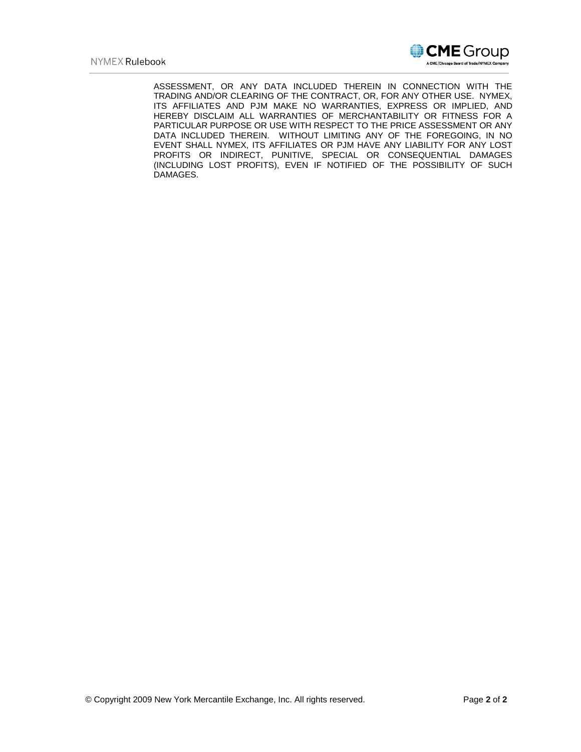ASSESSMENT, OR ANY DATA INCLUDED THEREIN IN CONNECTION WITH THE TRADING AND/OR CLEARING OF THE CONTRACT, OR, FOR ANY OTHER USE. NYMEX, ITS AFFILIATES AND PJM MAKE NO WARRANTIES, EXPRESS OR IMPLIED, AND HEREBY DISCLAIM ALL WARRANTIES OF MERCHANTABILITY OR FITNESS FOR A PARTICULAR PURPOSE OR USE WITH RESPECT TO THE PRICE ASSESSMENT OR ANY DATA INCLUDED THEREIN. WITHOUT LIMITING ANY OF THE FOREGOING, IN NO EVENT SHALL NYMEX, ITS AFFILIATES OR PJM HAVE ANY LIABILITY FOR ANY LOST PROFITS OR INDIRECT, PUNITIVE, SPECIAL OR CONSEQUENTIAL DAMAGES (INCLUDING LOST PROFITS), EVEN IF NOTIFIED OF THE POSSIBILITY OF SUCH DAMAGES.